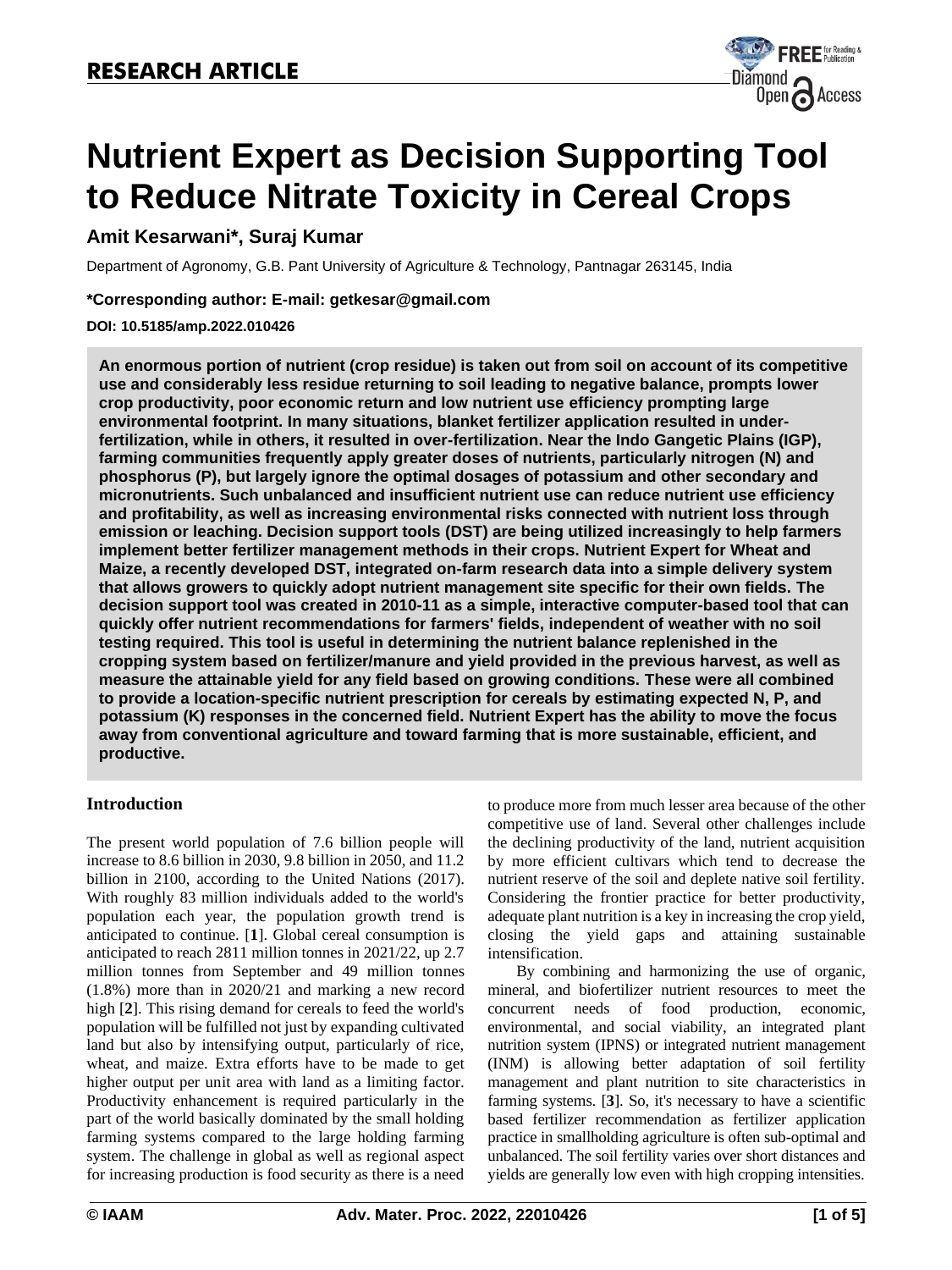RESEARCH ARTICLE

# Nutrient Expert as Decision Supporting Tool to Reduce Nitrate Toxicity in Cereal Crops

**Amit Kesarwani\*, Suraj Kumar**

Department of Agronomy, G.B. Pant University of Agriculture & Technology, Pantnagar 263145, India

**\*Corresponding author: E-mail: getkesar@gmail.com**

**DOI: 10.5185/amp.2022.010426**

**An enormous portion of nutrient (crop residue) is taken out from soil on account of its competitive use and considerably less residue returning to soil leading to negative balance, prompts lower crop productivity, poor economic return and low nutrient use efficiency prompting large environmental footprint. In many situations, blanket fertilizer application resulted in under-fertilization, while in others, it resulted in over-fertilization. Near the Indo Gangetic Plains (IGP), farming communities frequently apply greater doses of nutrients, particularly nitrogen (N) and phosphorus (P), but largely ignore the optimal dosages of potassium and other secondary and micronutrients. Such unbalanced and insufficient nutrient use can reduce nutrient use efficiency and profitability, as well as increasing environmental risks connected with nutrient loss through emission or leaching. Decision support tools (DST) are being utilized increasingly to help farmers implement better fertilizer management methods in their crops. Nutrient Expert for Wheat and Maize, a recently developed DST, integrated on-farm research data into a simple delivery system that allows growers to quickly adopt nutrient management site specific for their own fields. The decision support tool was created in 2010-11 as a simple, interactive computer-based tool that can quickly offer nutrient recommendations for farmers' fields, independent of weather with no soil testing required. This tool is useful in determining the nutrient balance replenished in the cropping system based on fertilizer/manure and yield provided in the previous harvest, as well as measure the attainable yield for any field based on growing conditions. These were all combined to provide a location-specific nutrient prescription for cereals by estimating expected N, P, and potassium (K) responses in the concerned field. Nutrient Expert has the ability to move the focus away from conventional agriculture and toward farming that is more sustainable, efficient, and productive.**

## Introduction

The present world population of 7.6 billion people will increase to 8.6 billion in 2030, 9.8 billion in 2050, and 11.2 billion in 2100, according to the United Nations (2017). With roughly 83 million individuals added to the world's population each year, the population growth trend is anticipated to continue. [**1**]. Global cereal consumption is anticipated to reach 2811 million tonnes in 2021/22, up 2.7 million tonnes from September and 49 million tonnes (1.8%) more than in 2020/21 and marking a new record high [**2**]. This rising demand for cereals to feed the world's population will be fulfilled not just by expanding cultivated land but also by intensifying output, particularly of rice, wheat, and maize. Extra efforts have to be made to get higher output per unit area with land as a limiting factor. Productivity enhancement is required particularly in the part of the world basically dominated by the small holding farming systems compared to the large holding farming system. The challenge in global as well as regional aspect for increasing production is food security as there is a need to produce more from much lesser area because of the other competitive use of land. Several other challenges include the declining productivity of the land, nutrient acquisition by more efficient cultivars which tend to decrease the nutrient reserve of the soil and deplete native soil fertility. Considering the frontier practice for better productivity, adequate plant nutrition is a key in increasing the crop yield, closing the yield gaps and attaining sustainable intensification.

By combining and harmonizing the use of organic, mineral, and biofertilizer nutrient resources to meet the concurrent needs of food production, economic, environmental, and social viability, an integrated plant nutrition system (IPNS) or integrated nutrient management (INM) is allowing better adaptation of soil fertility management and plant nutrition to site characteristics in farming systems. [**3**]. So, it's necessary to have a scientific based fertilizer recommendation as fertilizer application practice in smallholding agriculture is often sub-optimal and unbalanced. The soil fertility varies over short distances and yields are generally low even with high cropping intensities.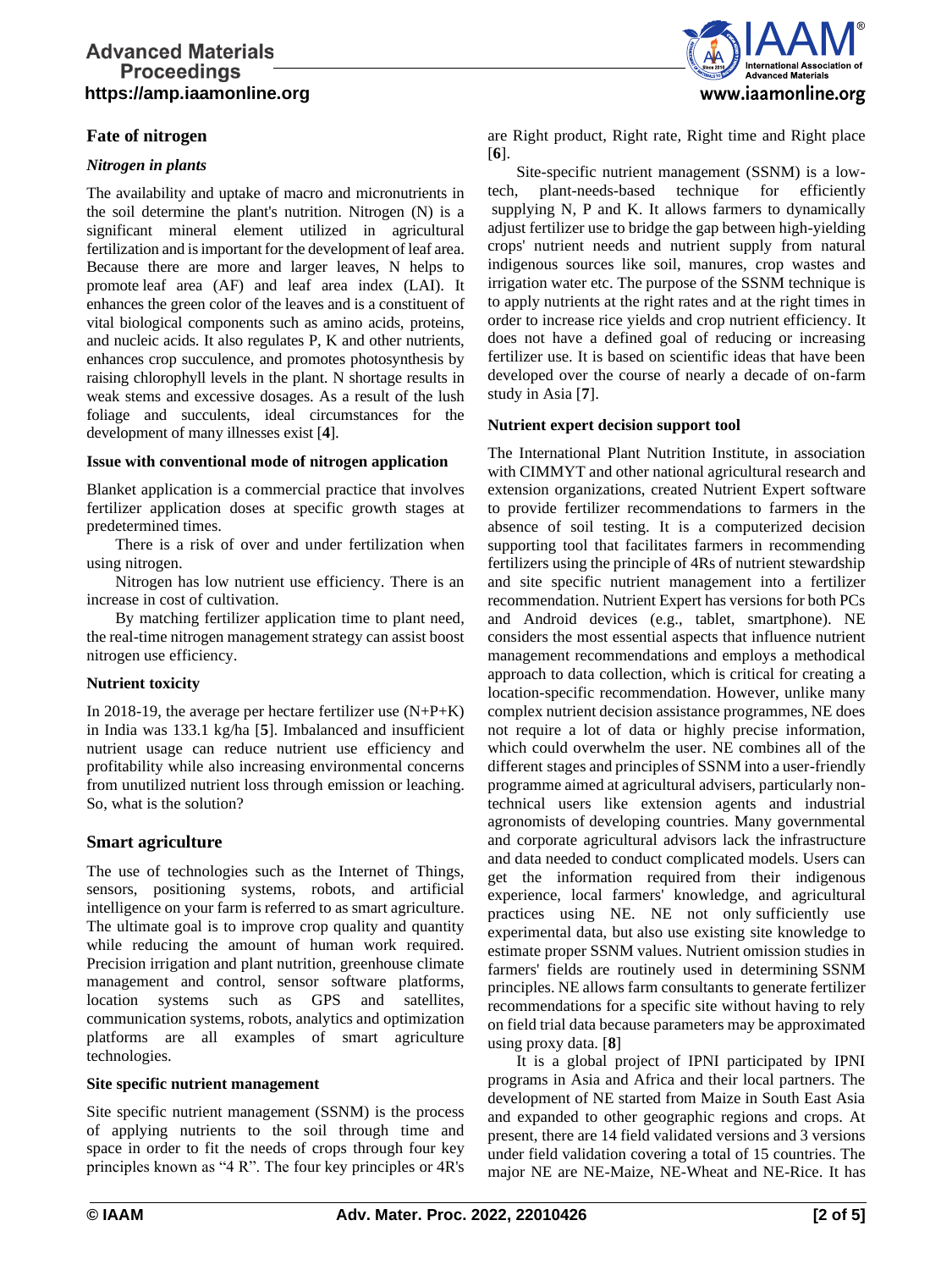## Fate of nitrogen

### *Nitrogen in plants*

The availability and uptake of macro and micronutrients in the soil determine the plant's nutrition. Nitrogen (N) is a significant mineral element utilized in agricultural fertilization and is important for the development of leaf area. Because there are more and larger leaves, N helps to promote leaf area (AF) and leaf area index (LAI). It enhances the green color of the leaves and is a constituent of vital biological components such as amino acids, proteins, and nucleic acids. It also regulates P, K and other nutrients, enhances crop succulence, and promotes photosynthesis by raising chlorophyll levels in the plant. N shortage results in weak stems and excessive dosages. As a result of the lush foliage and succulents, ideal circumstances for the development of many illnesses exist [**4**].

#### Issue with conventional mode of nitrogen application

Blanket application is a commercial practice that involves fertilizer application doses at specific growth stages at predetermined times.

There is a risk of over and under fertilization when using nitrogen.

Nitrogen has low nutrient use efficiency. There is an increase in cost of cultivation.

By matching fertilizer application time to plant need, the real-time nitrogen management strategy can assist boost nitrogen use efficiency.

#### Nutrient toxicity

In 2018-19, the average per hectare fertilizer use (N+P+K) in India was 133.1 kg/ha [**5**]. Imbalanced and insufficient nutrient usage can reduce nutrient use efficiency and profitability while also increasing environmental concerns from unutilized nutrient loss through emission or leaching. So, what is the solution?

## Smart agriculture

The use of technologies such as the Internet of Things, sensors, positioning systems, robots, and artificial intelligence on your farm is referred to as smart agriculture. The ultimate goal is to improve crop quality and quantity while reducing the amount of human work required. Precision irrigation and plant nutrition, greenhouse climate management and control, sensor software platforms, location systems such as GPS and satellites, communication systems, robots, analytics and optimization platforms are all examples of smart agriculture technologies.

#### Site specific nutrient management

Site specific nutrient management (SSNM) is the process of applying nutrients to the soil through time and space in order to fit the needs of crops through four key principles known as "4 R". The four key principles or 4R's are Right product, Right rate, Right time and Right place [**6**].

Site-specific nutrient management (SSNM) is a low-tech, plant-needs-based technique for efficiently supplying N, P and K. It allows farmers to dynamically adjust fertilizer use to bridge the gap between high-yielding crops' nutrient needs and nutrient supply from natural indigenous sources like soil, manures, crop wastes and irrigation water etc. The purpose of the SSNM technique is to apply nutrients at the right rates and at the right times in order to increase rice yields and crop nutrient efficiency. It does not have a defined goal of reducing or increasing fertilizer use. It is based on scientific ideas that have been developed over the course of nearly a decade of on-farm study in Asia [**7**].

#### Nutrient expert decision support tool

The International Plant Nutrition Institute, in association with CIMMYT and other national agricultural research and extension organizations, created Nutrient Expert software to provide fertilizer recommendations to farmers in the absence of soil testing. It is a computerized decision supporting tool that facilitates farmers in recommending fertilizers using the principle of 4Rs of nutrient stewardship and site specific nutrient management into a fertilizer recommendation. Nutrient Expert has versions for both PCs and Android devices (e.g., tablet, smartphone). NE considers the most essential aspects that influence nutrient management recommendations and employs a methodical approach to data collection, which is critical for creating a location-specific recommendation. However, unlike many complex nutrient decision assistance programmes, NE does not require a lot of data or highly precise information, which could overwhelm the user. NE combines all of the different stages and principles of SSNM into a user-friendly programme aimed at agricultural advisers, particularly non-technical users like extension agents and industrial agronomists of developing countries. Many governmental and corporate agricultural advisors lack the infrastructure and data needed to conduct complicated models. Users can get the information required from their indigenous experience, local farmers' knowledge, and agricultural practices using NE. NE not only sufficiently use experimental data, but also use existing site knowledge to estimate proper SSNM values. Nutrient omission studies in farmers' fields are routinely used in determining SSNM principles. NE allows farm consultants to generate fertilizer recommendations for a specific site without having to rely on field trial data because parameters may be approximated using proxy data. [**8**]

It is a global project of IPNI participated by IPNI programs in Asia and Africa and their local partners. The development of NE started from Maize in South East Asia and expanded to other geographic regions and crops. At present, there are 14 field validated versions and 3 versions under field validation covering a total of 15 countries. The major NE are NE-Maize, NE-Wheat and NE-Rice. It has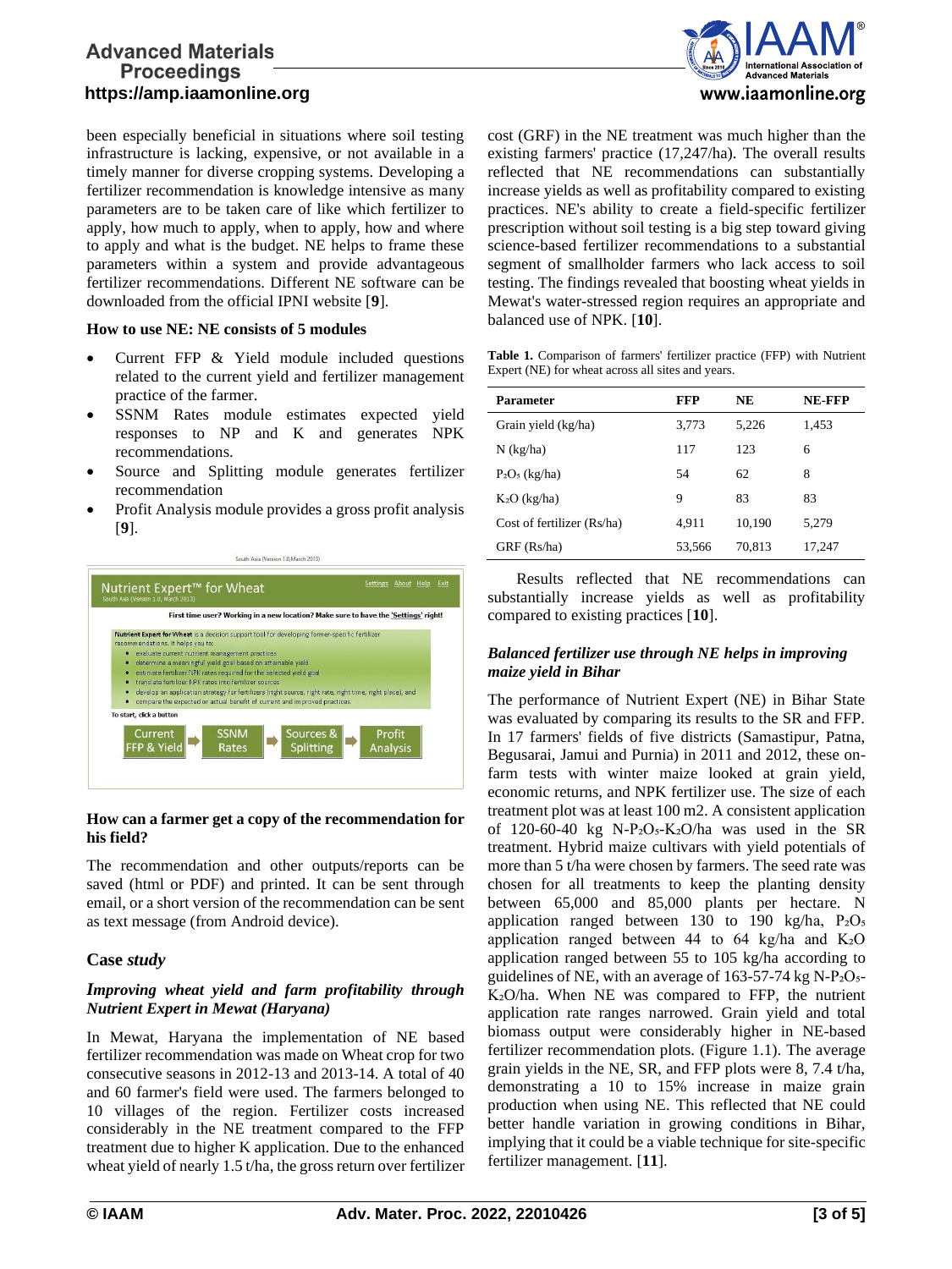been especially beneficial in situations where soil testing infrastructure is lacking, expensive, or not available in a timely manner for diverse cropping systems. Developing a fertilizer recommendation is knowledge intensive as many parameters are to be taken care of like which fertilizer to apply, how much to apply, when to apply, how and where to apply and what is the budget. NE helps to frame these parameters within a system and provide advantageous fertilizer recommendations. Different NE software can be downloaded from the official IPNI website [**9**].

**How to use NE: NE consists of 5 modules**

- Current FFP & Yield module included questions related to the current yield and fertilizer management practice of the farmer.
- SSNM Rates module estimates expected yield responses to NP and K and generates NPK recommendations.
- Source and Splitting module generates fertilizer recommendation
- Profit Analysis module provides a gross profit analysis [**9**].

**How can a farmer get a copy of the recommendation for his field?**

The recommendation and other outputs/reports can be saved (html or PDF) and printed. It can be sent through email, or a short version of the recommendation can be sent as text message (from Android device).

## Case *study*

### *Improving wheat yield and farm profitability through Nutrient Expert in Mewat (Haryana)*

In Mewat, Haryana the implementation of NE based fertilizer recommendation was made on Wheat crop for two consecutive seasons in 2012-13 and 2013-14. A total of 40 and 60 farmer's field were used. The farmers belonged to 10 villages of the region. Fertilizer costs increased considerably in the NE treatment compared to the FFP treatment due to higher K application. Due to the enhanced wheat yield of nearly 1.5 t/ha, the gross return over fertilizer cost (GRF) in the NE treatment was much higher than the existing farmers' practice (17,247/ha). The overall results reflected that NE recommendations can substantially increase yields as well as profitability compared to existing practices. NE's ability to create a field-specific fertilizer prescription without soil testing is a big step toward giving science-based fertilizer recommendations to a substantial segment of smallholder farmers who lack access to soil testing. The findings revealed that boosting wheat yields in Mewat's water-stressed region requires an appropriate and balanced use of NPK. [**10**].

**Table 1.** Comparison of farmers' fertilizer practice (FFP) with Nutrient Expert (NE) for wheat across all sites and years.

| Parameter | FFP | NE | NE-FFP |
|---|---|---|---|
| Grain yield (kg/ha) | 3,773 | 5,226 | 1,453 |
| N (kg/ha) | 117 | 123 | 6 |
| $P_2O_5$ (kg/ha) | 54 | 62 | 8 |
| $K_2O$ (kg/ha) | 9 | 83 | 83 |
| Cost of fertilizer (Rs/ha) | 4,911 | 10,190 | 5,279 |
| GRF (Rs/ha) | 53,566 | 70,813 | 17,247 |

Results reflected that NE recommendations can substantially increase yields as well as profitability compared to existing practices [**10**].

### *Balanced fertilizer use through NE helps in improving maize yield in Bihar*

The performance of Nutrient Expert (NE) in Bihar State was evaluated by comparing its results to the SR and FFP. In 17 farmers' fields of five districts (Samastipur, Patna, Begusarai, Jamui and Purnia) in 2011 and 2012, these on-farm tests with winter maize looked at grain yield, economic returns, and NPK fertilizer use. The size of each treatment plot was at least 100 m2. A consistent application of 120-60-40 kg N-$P_2O_5$-$K_2O$/ha was used in the SR treatment. Hybrid maize cultivars with yield potentials of more than 5 t/ha were chosen by farmers. The seed rate was chosen for all treatments to keep the planting density between 65,000 and 85,000 plants per hectare. N application ranged between 130 to 190 kg/ha, $P_2O_5$ application ranged between 44 to 64 kg/ha and $K_2O$ application ranged between 55 to 105 kg/ha according to guidelines of NE, with an average of 163-57-74 kg N-$P_2O_5$-$K_2O$/ha. When NE was compared to FFP, the nutrient application rate ranges narrowed. Grain yield and total biomass output were considerably higher in NE-based fertilizer recommendation plots. (Figure 1.1). The average grain yields in the NE, SR, and FFP plots were 8, 7.4 t/ha, demonstrating a 10 to 15% increase in maize grain production when using NE. This reflected that NE could better handle variation in growing conditions in Bihar, implying that it could be a viable technique for site-specific fertilizer management. [**11**].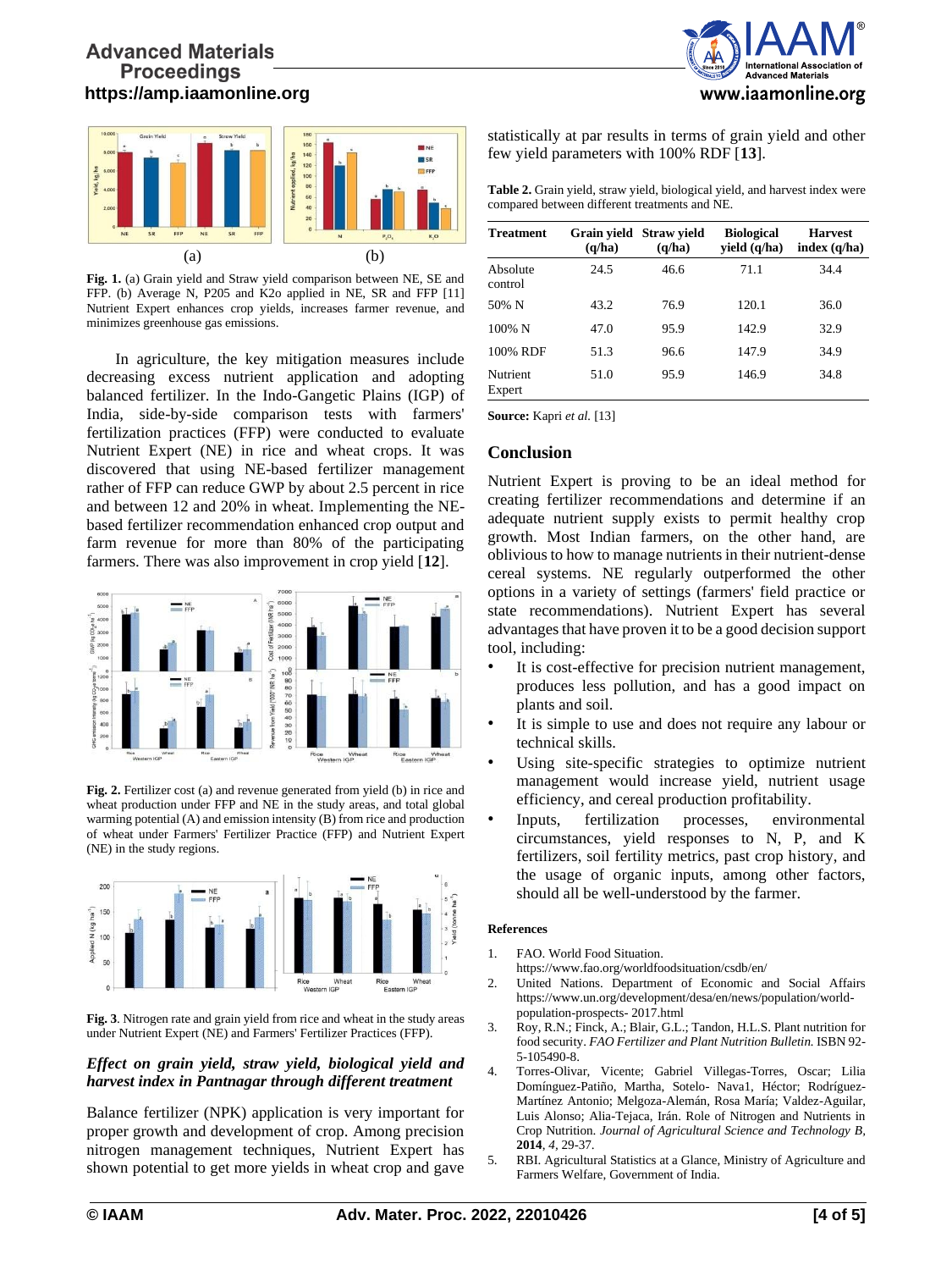**Fig. 1.** (a) Grain yield and Straw yield comparison between NE, SE and FFP. (b) Average N, P205 and K2o applied in NE, SR and FFP [11] Nutrient Expert enhances crop yields, increases farmer revenue, and minimizes greenhouse gas emissions.

In agriculture, the key mitigation measures include decreasing excess nutrient application and adopting balanced fertilizer. In the Indo-Gangetic Plains (IGP) of India, side-by-side comparison tests with farmers' fertilization practices (FFP) were conducted to evaluate Nutrient Expert (NE) in rice and wheat crops. It was discovered that using NE-based fertilizer management rather of FFP can reduce GWP by about 2.5 percent in rice and between 12 and 20% in wheat. Implementing the NE-based fertilizer recommendation enhanced crop output and farm revenue for more than 80% of the participating farmers. There was also improvement in crop yield [**12**].

**Fig. 2.** Fertilizer cost (a) and revenue generated from yield (b) in rice and wheat production under FFP and NE in the study areas, and total global warming potential (A) and emission intensity (B) from rice and production of wheat under Farmers' Fertilizer Practice (FFP) and Nutrient Expert (NE) in the study regions.

**Fig. 3**. Nitrogen rate and grain yield from rice and wheat in the study areas under Nutrient Expert (NE) and Farmers' Fertilizer Practices (FFP).

### *Effect on grain yield, straw yield, biological yield and harvest index in Pantnagar through different treatment*

Balance fertilizer (NPK) application is very important for proper growth and development of crop. Among precision nitrogen management techniques, Nutrient Expert has shown potential to get more yields in wheat crop and gave statistically at par results in terms of grain yield and other few yield parameters with 100% RDF [**13**].

**Table 2.** Grain yield, straw yield, biological yield, and harvest index were compared between different treatments and NE.

| Treatment | Grain yield (q/ha) | Straw yield (q/ha) | Biological yield (q/ha) | Harvest index (q/ha) |
|---|---|---|---|---|
| Absolute control | 24.5 | 46.6 | 71.1 | 34.4 |
| 50% N | 43.2 | 76.9 | 120.1 | 36.0 |
| 100% N | 47.0 | 95.9 | 142.9 | 32.9 |
| 100% RDF | 51.3 | 96.6 | 147.9 | 34.9 |
| Nutrient Expert | 51.0 | 95.9 | 146.9 | 34.8 |

**Source:** Kapri *et al.* [13]

## Conclusion

Nutrient Expert is proving to be an ideal method for creating fertilizer recommendations and determine if an adequate nutrient supply exists to permit healthy crop growth. Most Indian farmers, on the other hand, are oblivious to how to manage nutrients in their nutrient-dense cereal systems. NE regularly outperformed the other options in a variety of settings (farmers' field practice or state recommendations). Nutrient Expert has several advantages that have proven it to be a good decision support tool, including:

- It is cost-effective for precision nutrient management, produces less pollution, and has a good impact on plants and soil.
- It is simple to use and does not require any labour or technical skills.
- Using site-specific strategies to optimize nutrient management would increase yield, nutrient usage efficiency, and cereal production profitability.
- Inputs, fertilization processes, environmental circumstances, yield responses to N, P, and K fertilizers, soil fertility metrics, past crop history, and the usage of organic inputs, among other factors, should all be well-understood by the farmer.

#### References

1. FAO. World Food Situation. https://www.fao.org/worldfoodsituation/csdb/en/
2. United Nations. Department of Economic and Social Affairs https://www.un.org/development/desa/en/news/population/world-population-prospects- 2017.html
3. Roy, R.N.; Finck, A.; Blair, G.L.; Tandon, H.L.S. Plant nutrition for food security. *FAO Fertilizer and Plant Nutrition Bulletin.* ISBN 92-5-105490-8.
4. Torres-Olivar, Vicente; Gabriel Villegas-Torres, Oscar; Lilia Domínguez-Patiño, Martha, Sotelo- Nava1, Héctor; Rodríguez-Martínez Antonio; Melgoza-Alemán, Rosa María; Valdez-Aguilar, Luis Alonso; Alia-Tejaca, Irán. Role of Nitrogen and Nutrients in Crop Nutrition. *Journal of Agricultural Science and Technology B*, **2014**, *4*, 29-37.
5. RBI. Agricultural Statistics at a Glance, Ministry of Agriculture and Farmers Welfare, Government of India.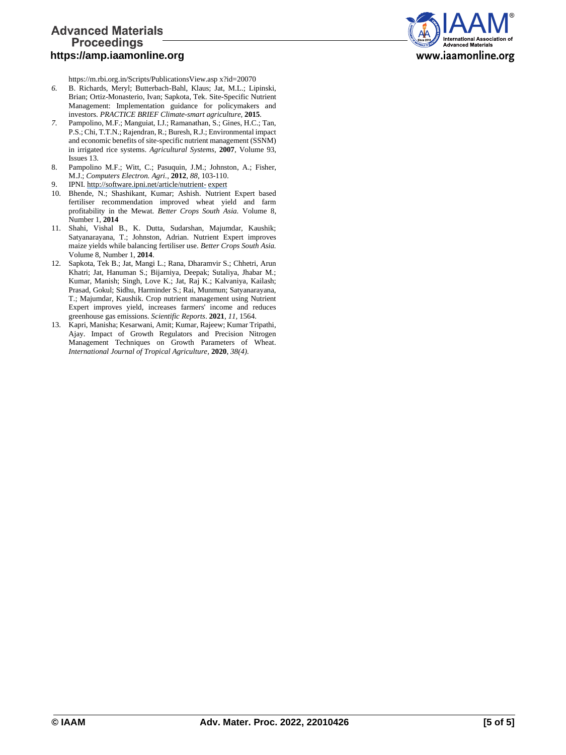https://m.rbi.org.in/Scripts/PublicationsView.asp x?id=20070

6. B. Richards, Meryl; Butterbach-Bahl, Klaus; Jat, M.L.; Lipinski, Brian; Ortiz-Monasterio, Ivan; Sapkota, Tek. Site-Specific Nutrient Management: Implementation guidance for policymakers and investors. *PRACTICE BRIEF Climate-smart agriculture*, **2015**.
7. Pampolino, M.F.; Manguiat, I.J.; Ramanathan, S.; Gines, H.C.; Tan, P.S.; Chi, T.T.N.; Rajendran, R.; Buresh, R.J.; Environmental impact and economic benefits of site-specific nutrient management (SSNM) in irrigated rice systems. *Agricultural Systems*, **2007**, Volume 93, Issues 13.
8. Pampolino M.F.; Witt, C.; Pasuquin, J.M.; Johnston, A.; Fisher, M.J.; *Computers Electron. Agri.*, **2012**, *88*, 103-110.
9. IPNI. http://software.ipni.net/article/nutrient- expert
10. Bhende, N.; Shashikant, Kumar; Ashish. Nutrient Expert based fertiliser recommendation improved wheat yield and farm profitability in the Mewat. *Better Crops South Asia.* Volume 8, Number 1, **2014**
11. Shahi, Vishal B., K. Dutta, Sudarshan, Majumdar, Kaushik; Satyanarayana, T.; Johnston, Adrian. Nutrient Expert improves maize yields while balancing fertiliser use. *Better Crops South Asia.* Volume 8, Number 1, **2014**.
12. Sapkota, Tek B.; Jat, Mangi L.; Rana, Dharamvir S.; Chhetri, Arun Khatri; Jat, Hanuman S.; Bijarniya, Deepak; Sutaliya, Jhabar M.; Kumar, Manish; Singh, Love K.; Jat, Raj K.; Kalvaniya, Kailash; Prasad, Gokul; Sidhu, Harminder S.; Rai, Munmun; Satyanarayana, T.; Majumdar, Kaushik. Crop nutrient management using Nutrient Expert improves yield, increases farmers' income and reduces greenhouse gas emissions. *Scientific Reports*. **2021**, *11*, 1564.
13. Kapri, Manisha; Kesarwani, Amit; Kumar, Rajeew; Kumar Tripathi, Ajay. Impact of Growth Regulators and Precision Nitrogen Management Techniques on Growth Parameters of Wheat. *International Journal of Tropical Agriculture*, **2020**, *38(4)*.